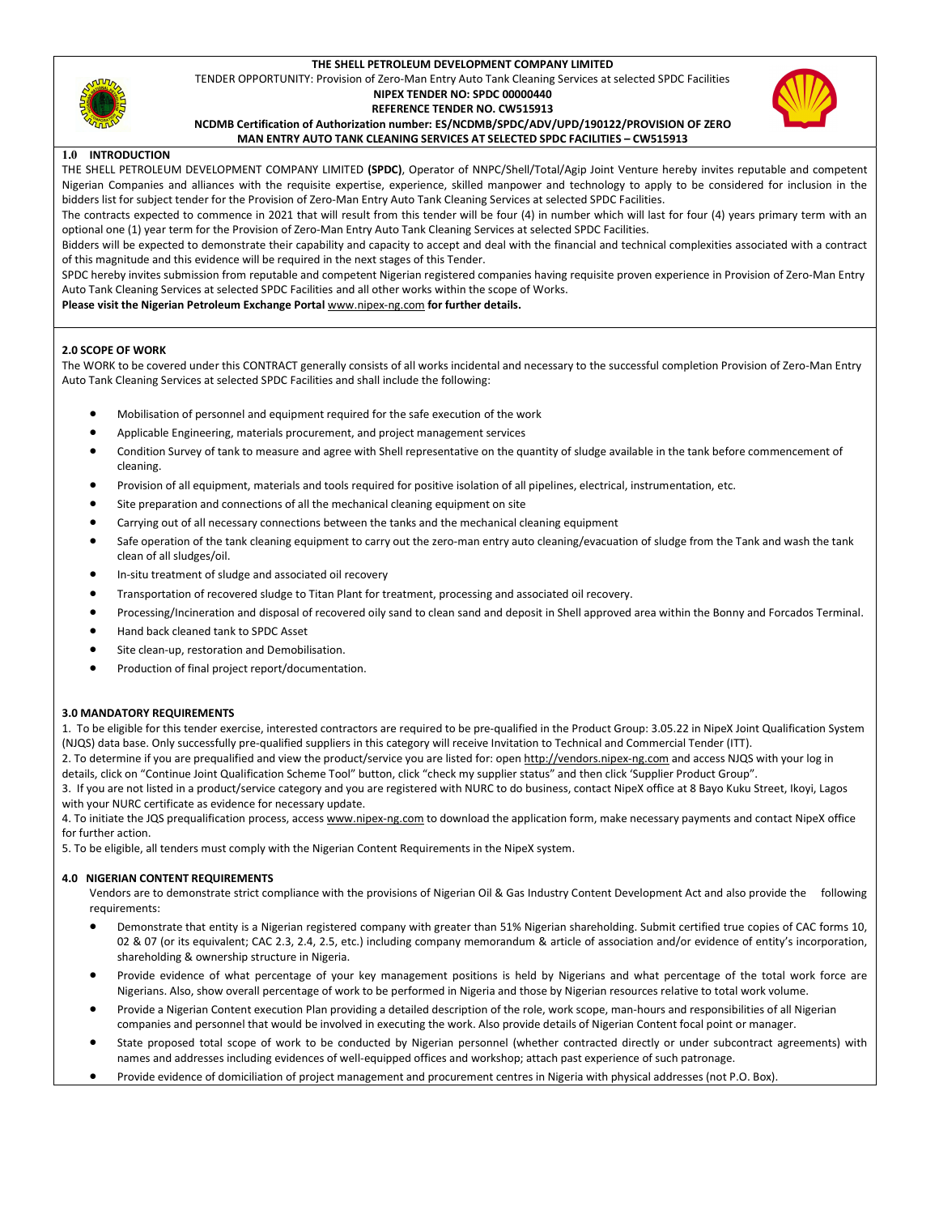**THE SHELL PETROLEUM DEVELOPMENT COMPANY LIMITED**

TENDER OPPORTUNITY: Provision of Zero-Man Entry Auto Tank Cleaning Services at selected SPDC Facilities

**NIPEX TENDER NO: SPDC 00000440**

**REFERENCE TENDER NO. CW515913**

**NCDMB Certification of Authorization number: ES/NCDMB/SPDC/ADV/UPD/190122/PROVISION OF ZERO MAN ENTRY AUTO TANK CLEANING SERVICES AT SELECTED SPDC FACILITIES – CW515913**

## 1.0 INTRODUCTION

THE SHELL PETROLEUM DEVELOPMENT COMPANY LIMITED **(SPDC)**, Operator of NNPC/Shell/Total/Agip Joint Venture hereby invites reputable and competent Nigerian Companies and alliances with the requisite expertise, experience, skilled manpower and technology to apply to be considered for inclusion in the bidders list for subject tender for the Provision of Zero-Man Entry Auto Tank Cleaning Services at selected SPDC Facilities.

The contracts expected to commence in 2021 that will result from this tender will be four (4) in number which will last for four (4) years primary term with an optional one (1) year term for the Provision of Zero-Man Entry Auto Tank Cleaning Services at selected SPDC Facilities.

Bidders will be expected to demonstrate their capability and capacity to accept and deal with the financial and technical complexities associated with a contract of this magnitude and this evidence will be required in the next stages of this Tender.

SPDC hereby invites submission from reputable and competent Nigerian registered companies having requisite proven experience in Provision of Zero-Man Entry Auto Tank Cleaning Services at selected SPDC Facilities and all other works within the scope of Works.

**Please visit the Nigerian Petroleum Exchange Portal** www.nipex-ng.com **for further details.**

## 2.0 SCOPE OF WORK

The WORK to be covered under this CONTRACT generally consists of all works incidental and necessary to the successful completion Provision of Zero-Man Entry Auto Tank Cleaning Services at selected SPDC Facilities and shall include the following:

- Mobilisation of personnel and equipment required for the safe execution of the work
- Applicable Engineering, materials procurement, and project management services
- Condition Survey of tank to measure and agree with Shell representative on the quantity of sludge available in the tank before commencement of cleaning.
- Provision of all equipment, materials and tools required for positive isolation of all pipelines, electrical, instrumentation, etc.
- Site preparation and connections of all the mechanical cleaning equipment on site
- Carrying out of all necessary connections between the tanks and the mechanical cleaning equipment
- Safe operation of the tank cleaning equipment to carry out the zero-man entry auto cleaning/evacuation of sludge from the Tank and wash the tank clean of all sludges/oil.
- In-situ treatment of sludge and associated oil recovery
- Transportation of recovered sludge to Titan Plant for treatment, processing and associated oil recovery.
- Processing/Incineration and disposal of recovered oily sand to clean sand and deposit in Shell approved area within the Bonny and Forcados Terminal.
- Hand back cleaned tank to SPDC Asset
- Site clean-up, restoration and Demobilisation.
- Production of final project report/documentation.

## 3.0 MANDATORY REQUIREMENTS

1. To be eligible for this tender exercise, interested contractors are required to be pre-qualified in the Product Group: 3.05.22 in NipeX Joint Qualification System (NJQS) data base. Only successfully pre-qualified suppliers in this category will receive Invitation to Technical and Commercial Tender (ITT).
2. To determine if you are prequalified and view the product/service you are listed for: open http://vendors.nipex-ng.com and access NJQS with your log in details, click on "Continue Joint Qualification Scheme Tool" button, click "check my supplier status" and then click 'Supplier Product Group".
3. If you are not listed in a product/service category and you are registered with NURC to do business, contact NipeX office at 8 Bayo Kuku Street, Ikoyi, Lagos with your NURC certificate as evidence for necessary update.
4. To initiate the JQS prequalification process, access www.nipex-ng.com to download the application form, make necessary payments and contact NipeX office for further action.
5. To be eligible, all tenders must comply with the Nigerian Content Requirements in the NipeX system.

## 4.0 NIGERIAN CONTENT REQUIREMENTS

Vendors are to demonstrate strict compliance with the provisions of Nigerian Oil & Gas Industry Content Development Act and also provide the following requirements:

- Demonstrate that entity is a Nigerian registered company with greater than 51% Nigerian shareholding. Submit certified true copies of CAC forms 10, 02 & 07 (or its equivalent; CAC 2.3, 2.4, 2.5, etc.) including company memorandum & article of association and/or evidence of entity's incorporation, shareholding & ownership structure in Nigeria.
- Provide evidence of what percentage of your key management positions is held by Nigerians and what percentage of the total work force are Nigerians. Also, show overall percentage of work to be performed in Nigeria and those by Nigerian resources relative to total work volume.
- Provide a Nigerian Content execution Plan providing a detailed description of the role, work scope, man-hours and responsibilities of all Nigerian companies and personnel that would be involved in executing the work. Also provide details of Nigerian Content focal point or manager.
- State proposed total scope of work to be conducted by Nigerian personnel (whether contracted directly or under subcontract agreements) with names and addresses including evidences of well-equipped offices and workshop; attach past experience of such patronage.
- Provide evidence of domiciliation of project management and procurement centres in Nigeria with physical addresses (not P.O. Box).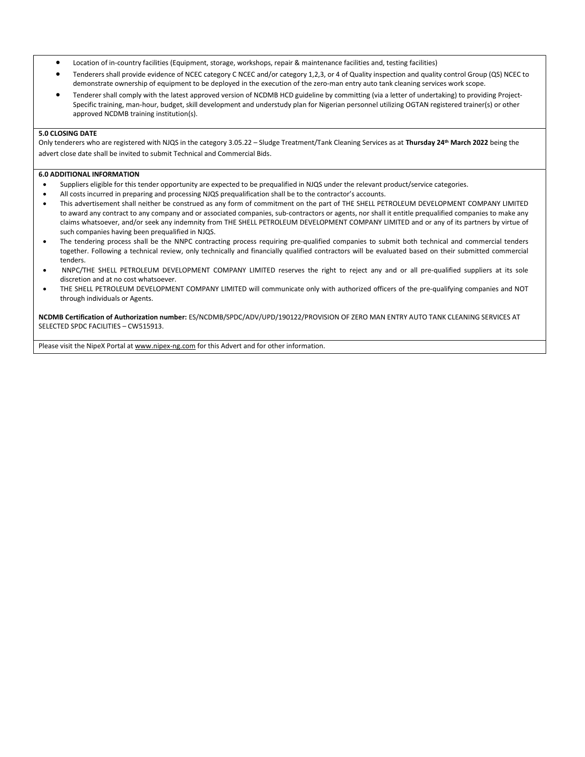- Location of in-country facilities (Equipment, storage, workshops, repair & maintenance facilities and, testing facilities)
- Tenderers shall provide evidence of NCEC category C NCEC and/or category 1,2,3, or 4 of Quality inspection and quality control Group (QS) NCEC to demonstrate ownership of equipment to be deployed in the execution of the zero-man entry auto tank cleaning services work scope.
- Tenderer shall comply with the latest approved version of NCDMB HCD guideline by committing (via a letter of undertaking) to providing Project-Specific training, man-hour, budget, skill development and understudy plan for Nigerian personnel utilizing OGTAN registered trainer(s) or other approved NCDMB training institution(s).

**5.0 CLOSING DATE**

Only tenderers who are registered with NJQS in the category 3.05.22 – Sludge Treatment/Tank Cleaning Services as at **Thursday 24th March 2022** being the advert close date shall be invited to submit Technical and Commercial Bids.

**6.0 ADDITIONAL INFORMATION**

- Suppliers eligible for this tender opportunity are expected to be prequalified in NJQS under the relevant product/service categories.
- All costs incurred in preparing and processing NJQS prequalification shall be to the contractor's accounts.
- This advertisement shall neither be construed as any form of commitment on the part of THE SHELL PETROLEUM DEVELOPMENT COMPANY LIMITED to award any contract to any company and or associated companies, sub-contractors or agents, nor shall it entitle prequalified companies to make any claims whatsoever, and/or seek any indemnity from THE SHELL PETROLEUM DEVELOPMENT COMPANY LIMITED and or any of its partners by virtue of such companies having been prequalified in NJQS.
- The tendering process shall be the NNPC contracting process requiring pre-qualified companies to submit both technical and commercial tenders together. Following a technical review, only technically and financially qualified contractors will be evaluated based on their submitted commercial tenders.
- NNPC/THE SHELL PETROLEUM DEVELOPMENT COMPANY LIMITED reserves the right to reject any and or all pre-qualified suppliers at its sole discretion and at no cost whatsoever.
- THE SHELL PETROLEUM DEVELOPMENT COMPANY LIMITED will communicate only with authorized officers of the pre-qualifying companies and NOT through individuals or Agents.

**NCDMB Certification of Authorization number:** ES/NCDMB/SPDC/ADV/UPD/190122/PROVISION OF ZERO MAN ENTRY AUTO TANK CLEANING SERVICES AT SELECTED SPDC FACILITIES – CW515913.

Please visit the NipeX Portal at www.nipex-ng.com for this Advert and for other information.